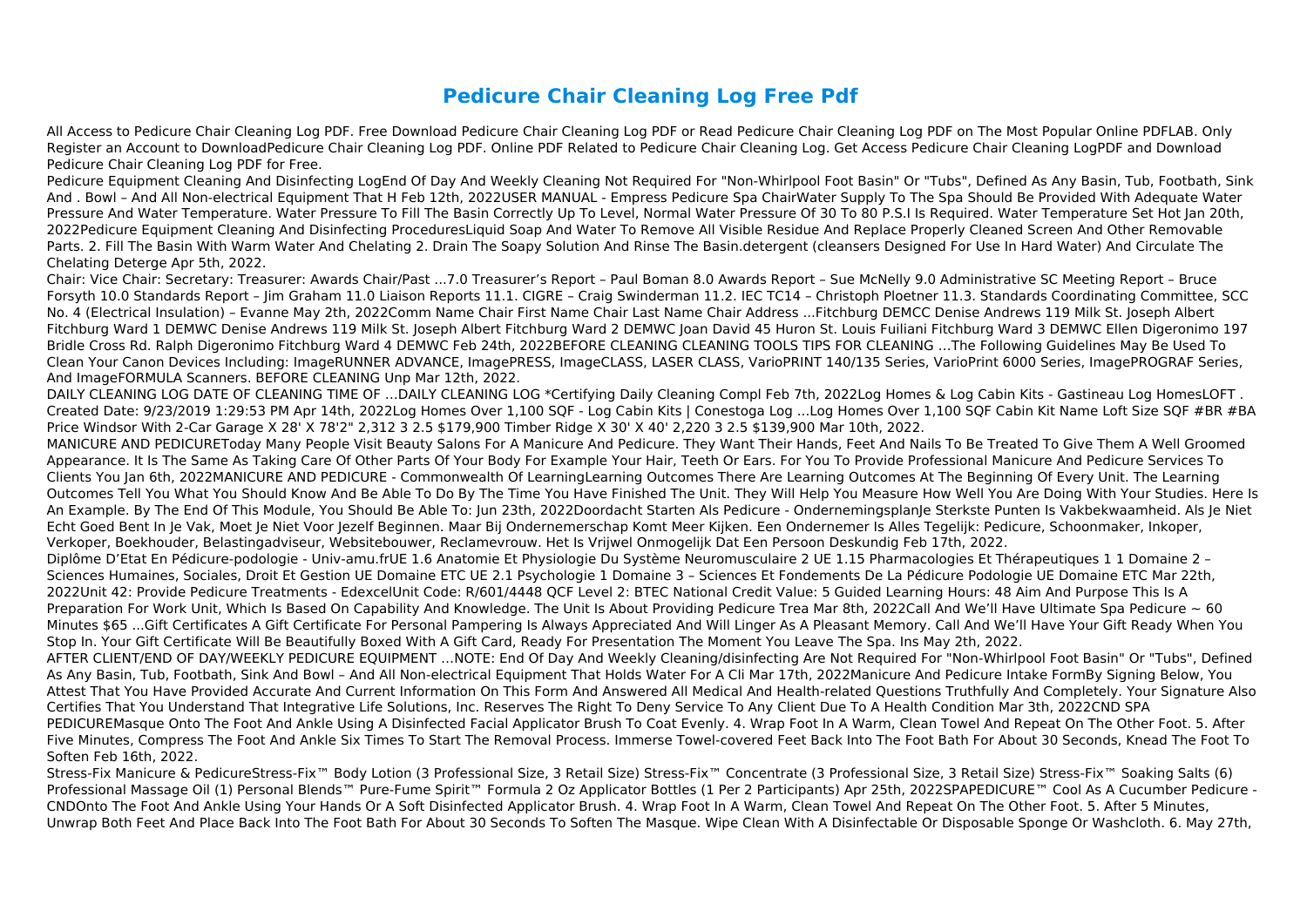# Pedicure Chair Cleaning Log Free Pdf

All Access to Pedicure Chair Cleaning Log PDF. Free Download Pedicure Chair Cleaning Log PDF or Read Pedicure Chair Cleaning Log PDF on The Most Popular Online PDFLAB. Only Register an Account to DownloadPedicure Chair Cleaning Log PDF. Online PDF Related to Pedicure Chair Cleaning Log. Get Access Pedicure Chair Cleaning LogPDF and Download Pedicure Chair Cleaning Log PDF for Free.

Pedicure Equipment Cleaning And Disinfecting LogEnd Of Day And Weekly Cleaning Not Required For "Non-Whirlpool Foot Basin" Or "Tubs", Defined As Any Basin, Tub, Footbath, Sink And . Bowl – And All Non-electrical Equipment That H Feb 12th, 2022USER MANUAL - Empress Pedicure Spa ChairWater Supply To The Spa Should Be Provided With Adequate Water Pressure And Water Temperature. Water Pressure To Fill The Basin Correctly Up To Level, Normal Water Pressure Of 30 To 80 P.S.I Is Required. Water Temperature Set Hot Jan 20th, 2022Pedicure Equipment Cleaning And Disinfecting ProceduresLiquid Soap And Water To Remove All Visible Residue And Replace Properly Cleaned Screen And Other Removable Parts. 2. Fill The Basin With Warm Water And Chelating 2. Drain The Soapy Solution And Rinse The Basin.detergent (cleansers Designed For Use In Hard Water) And Circulate The Chelating Deterge Apr 5th, 2022.

Chair: Vice Chair: Secretary: Treasurer: Awards Chair/Past ...7.0 Treasurer's Report – Paul Boman 8.0 Awards Report – Sue McNelly 9.0 Administrative SC Meeting Report – Bruce Forsyth 10.0 Standards Report – Jim Graham 11.0 Liaison Reports 11.1. CIGRE – Craig Swinderman 11.2. IEC TC14 – Christoph Ploetner 11.3. Standards Coordinating Committee, SCC No. 4 (Electrical Insulation) – Evanne May 2th, 2022Comm Name Chair First Name Chair Last Name Chair Address ...Fitchburg DEMCC Denise Andrews 119 Milk St. Joseph Albert Fitchburg Ward 1 DEMWC Denise Andrews 119 Milk St. Joseph Albert Fitchburg Ward 2 DEMWC Joan David 45 Huron St. Louis Fuiliani Fitchburg Ward 3 DEMWC Ellen Digeronimo 197 Bridle Cross Rd. Ralph Digeronimo Fitchburg Ward 4 DEMWC Feb 24th, 2022BEFORE CLEANING CLEANING TOOLS TIPS FOR CLEANING …The Following Guidelines May Be Used To Clean Your Canon Devices Including: ImageRUNNER ADVANCE, ImagePRESS, ImageCLASS, LASER CLASS, VarioPRINT 140/135 Series, VarioPrint 6000 Series, ImagePROGRAF Series, And ImageFORMULA Scanners. BEFORE CLEANING Unp Mar 12th, 2022.

DAILY CLEANING LOG DATE OF CLEANING TIME OF …DAILY CLEANING LOG *Certifying Daily Cleaning Compl Feb 7th, 2022Log Homes & Log Cabin Kits - Gastineau Log HomesLOFT . Created Date: 9/23/2019 1:29:53 PM Apr 14th, 2022Log Homes Over 1,100 SQF - Log Cabin Kits | Conestoga Log ...Log Homes Over 1,100 SQF Cabin Kit Name Loft Size SQF #BR #BA Price Windsor With 2-Car Garage X 28' X 78'2" 2,312 3 2.5 $179,900 Timber Ridge X 30' X 40' 2,220 3 2.5 $139,900 Mar 10th, 2022.

MANICURE AND PEDICUREToday Many People Visit Beauty Salons For A Manicure And Pedicure. They Want Their Hands, Feet And Nails To Be Treated To Give Them A Well Groomed Appearance. It Is The Same As Taking Care Of Other Parts Of Your Body For Example Your Hair, Teeth Or Ears. For You To Provide Professional Manicure And Pedicure Services To Clients You Jan 6th, 2022MANICURE AND PEDICURE - Commonwealth Of LearningLearning Outcomes There Are Learning Outcomes At The Beginning Of Every Unit. The Learning Outcomes Tell You What You Should Know And Be Able To Do By The Time You Have Finished The Unit. They Will Help You Measure How Well You Are Doing With Your Studies. Here Is An Example. By The End Of This Module, You Should Be Able To: Jun 23th, 2022Doordacht Starten Als Pedicure - OndernemingsplanJe Sterkste Punten Is Vakbekwaamheid. Als Je Niet Echt Goed Bent In Je Vak, Moet Je Niet Voor Jezelf Beginnen. Maar Bij Ondernemerschap Komt Meer Kijken. Een Ondernemer Is Alles Tegelijk: Pedicure, Schoonmaker, Inkoper, Verkoper, Boekhouder, Belastingadviseur, Websitebouwer, Reclamevrouw. Het Is Vrijwel Onmogelijk Dat Een Persoon Deskundig Feb 17th, 2022.

Diplôme D'Etat En Pédicure-podologie - Univ-amu.frUE 1.6 Anatomie Et Physiologie Du Système Neuromusculaire 2 UE 1.15 Pharmacologies Et Thérapeutiques 1 1 Domaine 2 – Sciences Humaines, Sociales, Droit Et Gestion UE Domaine ETC UE 2.1 Psychologie 1 Domaine 3 – Sciences Et Fondements De La Pédicure Podologie UE Domaine ETC Mar 22th, 2022Unit 42: Provide Pedicure Treatments - EdexcelUnit Code: R/601/4448 QCF Level 2: BTEC National Credit Value: 5 Guided Learning Hours: 48 Aim And Purpose This Is A Preparation For Work Unit, Which Is Based On Capability And Knowledge. The Unit Is About Providing Pedicure Trea Mar 8th, 2022Call And We'll Have Ultimate Spa Pedicure ~ 60 Minutes $65 ...Gift Certificates A Gift Certificate For Personal Pampering Is Always Appreciated And Will Linger As A Pleasant Memory. Call And We'll Have Your Gift Ready When You Stop In. Your Gift Certificate Will Be Beautifully Boxed With A Gift Card, Ready For Presentation The Moment You Leave The Spa. Ins May 2th, 2022.

AFTER CLIENT/END OF DAY/WEEKLY PEDICURE EQUIPMENT …NOTE: End Of Day And Weekly Cleaning/disinfecting Are Not Required For "Non-Whirlpool Foot Basin" Or "Tubs", Defined As Any Basin, Tub, Footbath, Sink And Bowl – And All Non-electrical Equipment That Holds Water For A Cli Mar 17th, 2022Manicure And Pedicure Intake FormBy Signing Below, You Attest That You Have Provided Accurate And Current Information On This Form And Answered All Medical And Health-related Questions Truthfully And Completely. Your Signature Also Certifies That You Understand That Integrative Life Solutions, Inc. Reserves The Right To Deny Service To Any Client Due To A Health Condition Mar 3th, 2022CND SPA PEDICUREMasque Onto The Foot And Ankle Using A Disinfected Facial Applicator Brush To Coat Evenly. 4. Wrap Foot In A Warm, Clean Towel And Repeat On The Other Foot. 5. After Five Minutes, Compress The Foot And Ankle Six Times To Start The Removal Process. Immerse Towel-covered Feet Back Into The Foot Bath For About 30 Seconds, Knead The Foot To Soften Feb 16th, 2022.

Stress-Fix Manicure & PedicureStress-Fix™ Body Lotion (3 Professional Size, 3 Retail Size) Stress-Fix™ Concentrate (3 Professional Size, 3 Retail Size) Stress-Fix™ Soaking Salts (6) Professional Massage Oil (1) Personal Blends™ Pure-Fume Spirit™ Formula 2 Oz Applicator Bottles (1 Per 2 Participants) Apr 25th, 2022SPAPEDICURE™ Cool As A Cucumber Pedicure - CNDOnto The Foot And Ankle Using Your Hands Or A Soft Disinfected Applicator Brush. 4. Wrap Foot In A Warm, Clean Towel And Repeat On The Other Foot. 5. After 5 Minutes, Unwrap Both Feet And Place Back Into The Foot Bath For About 30 Seconds To Soften The Masque. Wipe Clean With A Disinfectable Or Disposable Sponge Or Washcloth. 6. May 27th,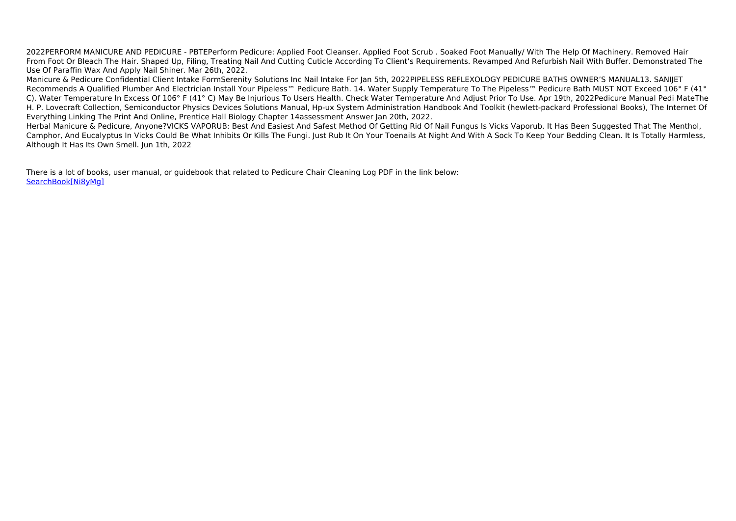2022PERFORM MANICURE AND PEDICURE - PBTEPerform Pedicure: Applied Foot Cleanser. Applied Foot Scrub . Soaked Foot Manually/ With The Help Of Machinery. Removed Hair From Foot Or Bleach The Hair. Shaped Up, Filing, Treating Nail And Cutting Cuticle According To Client's Requirements. Revamped And Refurbish Nail With Buffer. Demonstrated The Use Of Paraffin Wax And Apply Nail Shiner. Mar 26th, 2022.

Manicure & Pedicure Confidential Client Intake FormSerenity Solutions Inc Nail Intake For Jan 5th, 2022PIPELESS REFLEXOLOGY PEDICURE BATHS OWNER'S MANUAL13. SANIJET Recommends A Qualified Plumber And Electrician Install Your Pipeless™ Pedicure Bath. 14. Water Supply Temperature To The Pipeless™ Pedicure Bath MUST NOT Exceed 106° F (41° C). Water Temperature In Excess Of 106° F (41° C) May Be Injurious To Users Health. Check Water Temperature And Adjust Prior To Use. Apr 19th, 2022Pedicure Manual Pedi MateThe H. P. Lovecraft Collection, Semiconductor Physics Devices Solutions Manual, Hp-ux System Administration Handbook And Toolkit (hewlett-packard Professional Books), The Internet Of Everything Linking The Print And Online, Prentice Hall Biology Chapter 14assessment Answer Jan 20th, 2022.

Herbal Manicure & Pedicure, Anyone?VICKS VAPORUB: Best And Easiest And Safest Method Of Getting Rid Of Nail Fungus Is Vicks Vaporub. It Has Been Suggested That The Menthol, Camphor, And Eucalyptus In Vicks Could Be What Inhibits Or Kills The Fungi. Just Rub It On Your Toenails At Night And With A Sock To Keep Your Bedding Clean. It Is Totally Harmless, Although It Has Its Own Smell. Jun 1th, 2022

There is a lot of books, user manual, or guidebook that related to Pedicure Chair Cleaning Log PDF in the link below:
SearchBook[Ni8yMg]